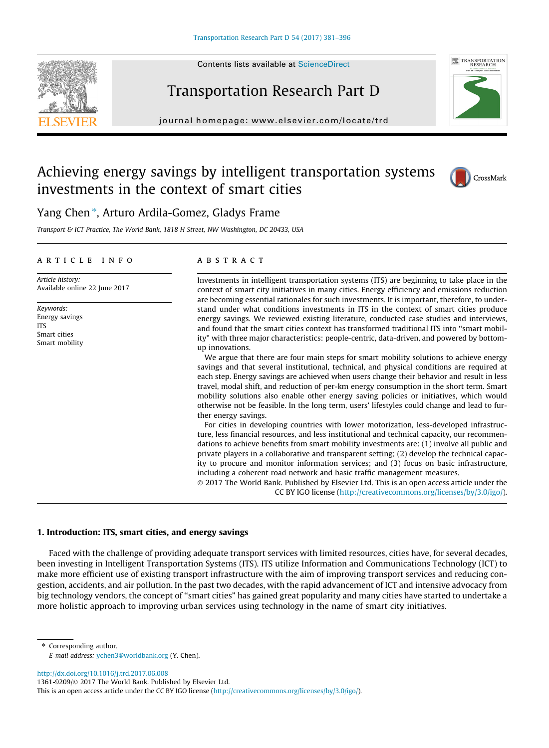# Achieving energy savings by intelligent transportation systems investments in the context of smart cities

Yang Chen *, Arturo Ardila-Gomez, Gladys Frame

*Transport & ICT Practice, The World Bank, 1818 H Street, NW Washington, DC 20433, USA*

**ARTICLE INFO**

*Article history:*
Available online 22 June 2017

*Keywords:*
Energy savings
ITS
Smart cities
Smart mobility

**ABSTRACT**

Investments in intelligent transportation systems (ITS) are beginning to take place in the context of smart city initiatives in many cities. Energy efficiency and emissions reduction are becoming essential rationales for such investments. It is important, therefore, to understand under what conditions investments in ITS in the context of smart cities produce energy savings. We reviewed existing literature, conducted case studies and interviews, and found that the smart cities context has transformed traditional ITS into "smart mobility" with three major characteristics: people-centric, data-driven, and powered by bottom-up innovations.

We argue that there are four main steps for smart mobility solutions to achieve energy savings and that several institutional, technical, and physical conditions are required at each step. Energy savings are achieved when users change their behavior and result in less travel, modal shift, and reduction of per-km energy consumption in the short term. Smart mobility solutions also enable other energy saving policies or initiatives, which would otherwise not be feasible. In the long term, users' lifestyles could change and lead to further energy savings.

For cities in developing countries with lower motorization, less-developed infrastructure, less financial resources, and less institutional and technical capacity, our recommendations to achieve benefits from smart mobility investments are: (1) involve all public and private players in a collaborative and transparent setting; (2) develop the technical capacity to procure and monitor information services; and (3) focus on basic infrastructure, including a coherent road network and basic traffic management measures.

© 2017 The World Bank. Published by Elsevier Ltd. This is an open access article under the CC BY IGO license (http://creativecommons.org/licenses/by/3.0/igo/).

## 1. Introduction: ITS, smart cities, and energy savings

Faced with the challenge of providing adequate transport services with limited resources, cities have, for several decades, been investing in Intelligent Transportation Systems (ITS). ITS utilize Information and Communications Technology (ICT) to make more efficient use of existing transport infrastructure with the aim of improving transport services and reducing congestion, accidents, and air pollution. In the past two decades, with the rapid advancement of ICT and intensive advocacy from big technology vendors, the concept of "smart cities" has gained great popularity and many cities have started to undertake a more holistic approach to improving urban services using technology in the name of smart city initiatives.

* Corresponding author.
*E-mail address:* ychen3@worldbank.org (Y. Chen).

http://dx.doi.org/10.1016/j.trd.2017.06.008
1361-9209/© 2017 The World Bank. Published by Elsevier Ltd.
This is an open access article under the CC BY IGO license (http://creativecommons.org/licenses/by/3.0/igo/).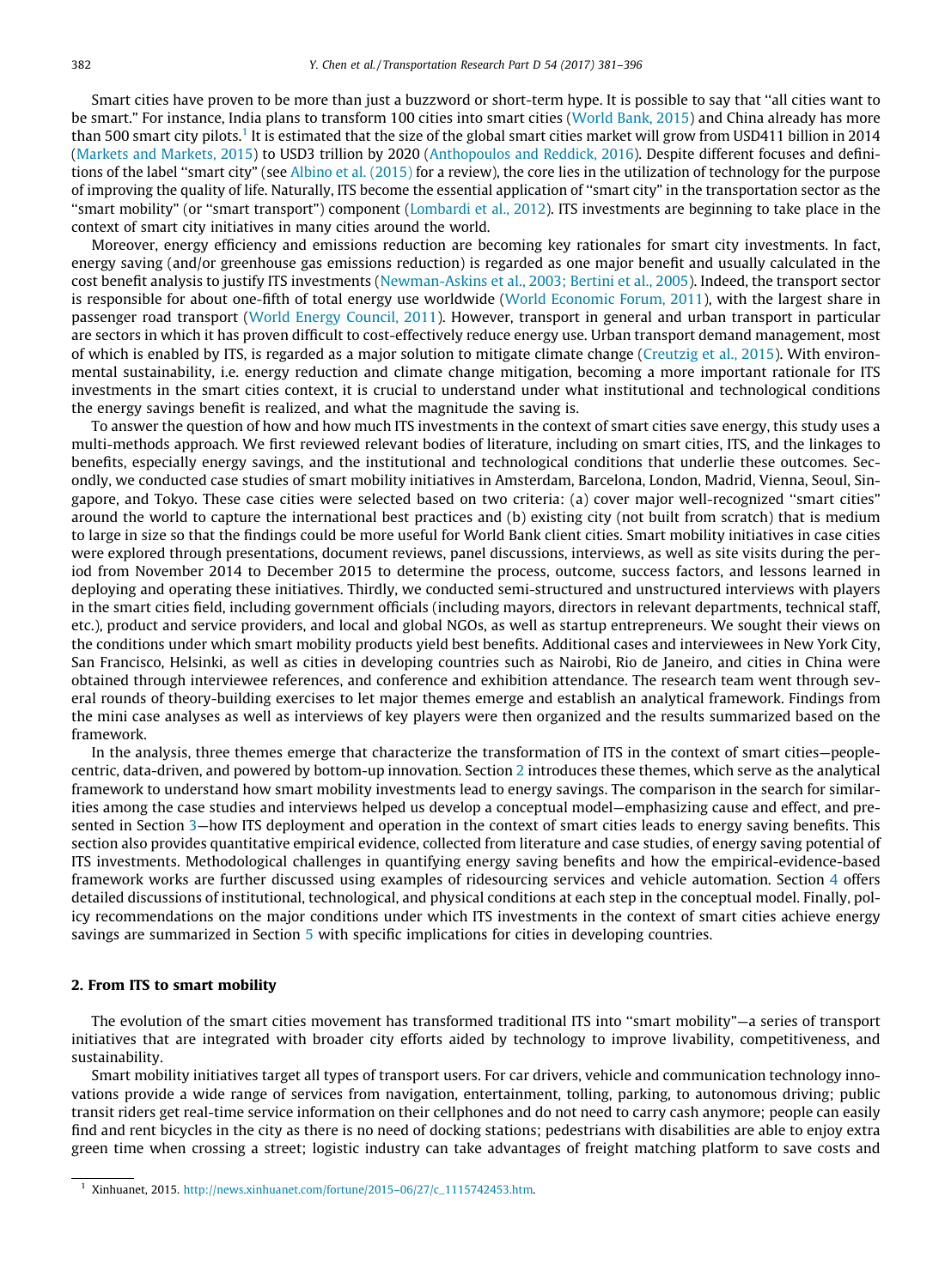Smart cities have proven to be more than just a buzzword or short-term hype. It is possible to say that ''all cities want to be smart.'' For instance, India plans to transform 100 cities into smart cities (World Bank, 2015) and China already has more than 500 smart city pilots.[1] It is estimated that the size of the global smart cities market will grow from USD411 billion in 2014 (Markets and Markets, 2015) to USD3 trillion by 2020 (Anthopoulos and Reddick, 2016). Despite different focuses and definitions of the label ''smart city'' (see Albino et al. (2015) for a review), the core lies in the utilization of technology for the purpose of improving the quality of life. Naturally, ITS become the essential application of ''smart city'' in the transportation sector as the ''smart mobility'' (or ''smart transport'') component (Lombardi et al., 2012). ITS investments are beginning to take place in the context of smart city initiatives in many cities around the world.

Moreover, energy efficiency and emissions reduction are becoming key rationales for smart city investments. In fact, energy saving (and/or greenhouse gas emissions reduction) is regarded as one major benefit and usually calculated in the cost benefit analysis to justify ITS investments (Newman-Askins et al., 2003; Bertini et al., 2005). Indeed, the transport sector is responsible for about one-fifth of total energy use worldwide (World Economic Forum, 2011), with the largest share in passenger road transport (World Energy Council, 2011). However, transport in general and urban transport in particular are sectors in which it has proven difficult to cost-effectively reduce energy use. Urban transport demand management, most of which is enabled by ITS, is regarded as a major solution to mitigate climate change (Creutzig et al., 2015). With environmental sustainability, i.e. energy reduction and climate change mitigation, becoming a more important rationale for ITS investments in the smart cities context, it is crucial to understand under what institutional and technological conditions the energy savings benefit is realized, and what the magnitude the saving is.

To answer the question of how and how much ITS investments in the context of smart cities save energy, this study uses a multi-methods approach. We first reviewed relevant bodies of literature, including on smart cities, ITS, and the linkages to benefits, especially energy savings, and the institutional and technological conditions that underlie these outcomes. Secondly, we conducted case studies of smart mobility initiatives in Amsterdam, Barcelona, London, Madrid, Vienna, Seoul, Singapore, and Tokyo. These case cities were selected based on two criteria: (a) cover major well-recognized ''smart cities'' around the world to capture the international best practices and (b) existing city (not built from scratch) that is medium to large in size so that the findings could be more useful for World Bank client cities. Smart mobility initiatives in case cities were explored through presentations, document reviews, panel discussions, interviews, as well as site visits during the period from November 2014 to December 2015 to determine the process, outcome, success factors, and lessons learned in deploying and operating these initiatives. Thirdly, we conducted semi-structured and unstructured interviews with players in the smart cities field, including government officials (including mayors, directors in relevant departments, technical staff, etc.), product and service providers, and local and global NGOs, as well as startup entrepreneurs. We sought their views on the conditions under which smart mobility products yield best benefits. Additional cases and interviewees in New York City, San Francisco, Helsinki, as well as cities in developing countries such as Nairobi, Rio de Janeiro, and cities in China were obtained through interviewee references, and conference and exhibition attendance. The research team went through several rounds of theory-building exercises to let major themes emerge and establish an analytical framework. Findings from the mini case analyses as well as interviews of key players were then organized and the results summarized based on the framework.

In the analysis, three themes emerge that characterize the transformation of ITS in the context of smart cities—people-centric, data-driven, and powered by bottom-up innovation. Section 2 introduces these themes, which serve as the analytical framework to understand how smart mobility investments lead to energy savings. The comparison in the search for similarities among the case studies and interviews helped us develop a conceptual model—emphasizing cause and effect, and presented in Section 3—how ITS deployment and operation in the context of smart cities leads to energy saving benefits. This section also provides quantitative empirical evidence, collected from literature and case studies, of energy saving potential of ITS investments. Methodological challenges in quantifying energy saving benefits and how the empirical-evidence-based framework works are further discussed using examples of ridesourcing services and vehicle automation. Section 4 offers detailed discussions of institutional, technological, and physical conditions at each step in the conceptual model. Finally, policy recommendations on the major conditions under which ITS investments in the context of smart cities achieve energy savings are summarized in Section 5 with specific implications for cities in developing countries.

## 2. From ITS to smart mobility

The evolution of the smart cities movement has transformed traditional ITS into ''smart mobility''—a series of transport initiatives that are integrated with broader city efforts aided by technology to improve livability, competitiveness, and sustainability.

Smart mobility initiatives target all types of transport users. For car drivers, vehicle and communication technology innovations provide a wide range of services from navigation, entertainment, tolling, parking, to autonomous driving; public transit riders get real-time service information on their cellphones and do not need to carry cash anymore; people can easily find and rent bicycles in the city as there is no need of docking stations; pedestrians with disabilities are able to enjoy extra green time when crossing a street; logistic industry can take advantages of freight matching platform to save costs and

[1] Xinhuanet, 2015. http://news.xinhuanet.com/fortune/2015-06/27/c_1115742453.htm.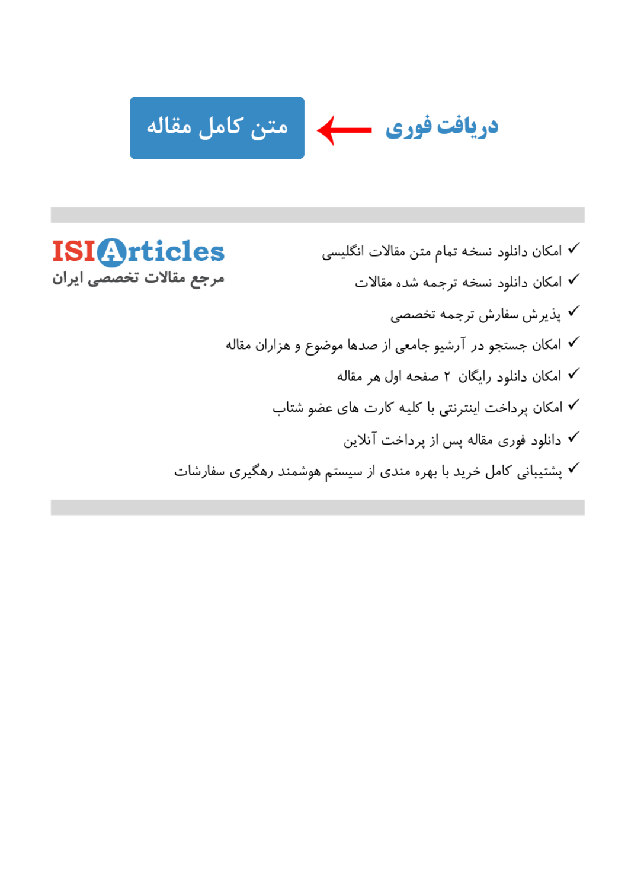دریافت فوری ← **متن کامل مقاله**

**ISIArticles**
مرجع مقالات تخصصی ایران

- ✓ امکان دانلود نسخه تمام متن مقالات انگلیسی
- ✓ امکان دانلود نسخه ترجمه شده مقالات
- ✓ پذیرش سفارش ترجمه تخصصی
- ✓ امکان جستجو در آرشیو جامعی از صدها موضوع و هزاران مقاله
- ✓ امکان دانلود رایگان ۲ صفحه اول هر مقاله
- ✓ امکان پرداخت اینترنتی با کلیه کارت های عضو شتاب
- ✓ دانلود فوری مقاله پس از پرداخت آنلاین
- ✓ پشتیبانی کامل خرید با بهره مندی از سیستم هوشمند رهگیری سفارشات